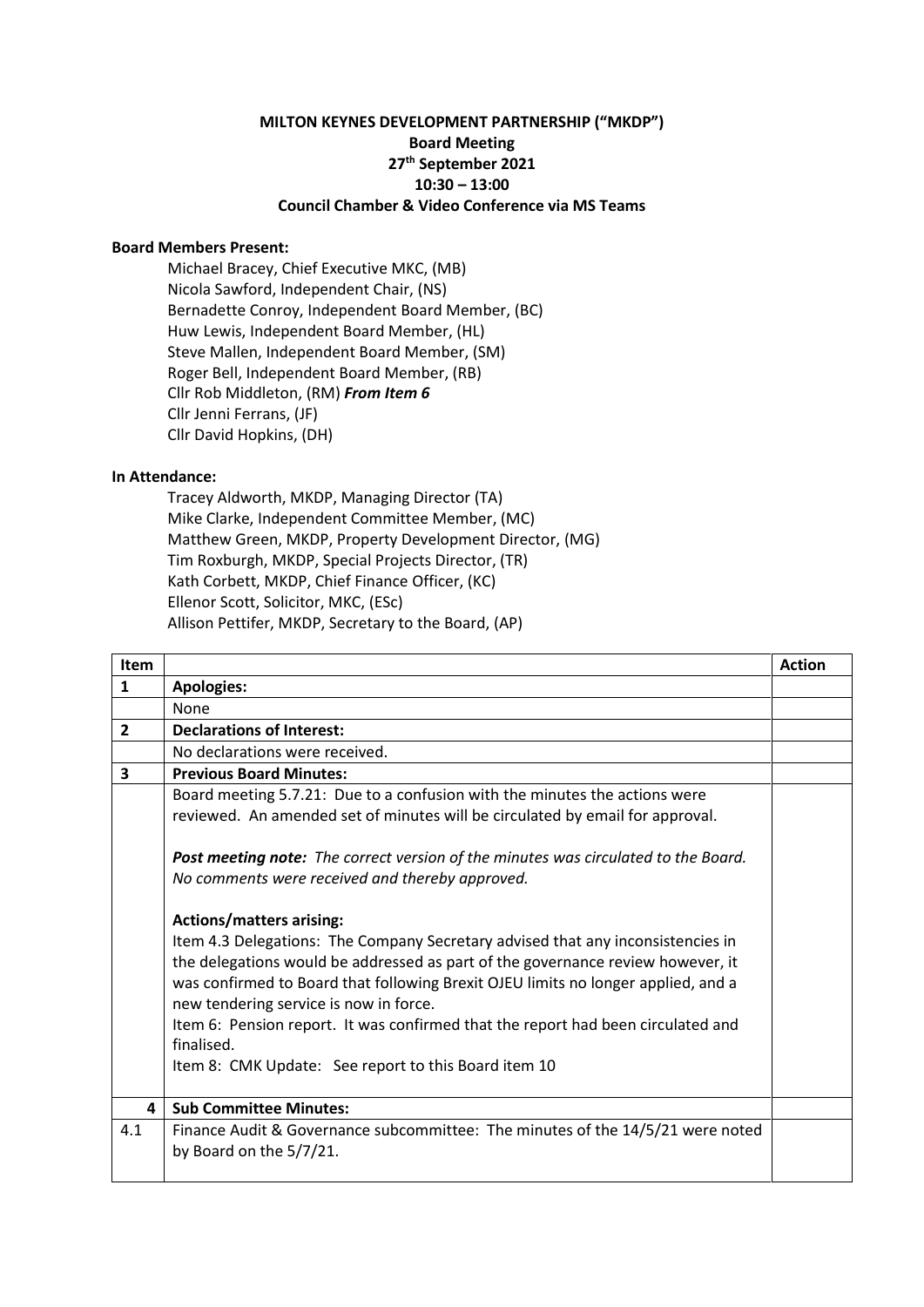**MILTON KEYNES DEVELOPMENT PARTNERSHIP ("MKDP")**
**Board Meeting**
**27th September 2021**
**10:30 – 13:00**
**Council Chamber & Video Conference via MS Teams**

**Board Members Present:**

Michael Bracey, Chief Executive MKC, (MB)
Nicola Sawford, Independent Chair, (NS)
Bernadette Conroy, Independent Board Member, (BC)
Huw Lewis, Independent Board Member, (HL)
Steve Mallen, Independent Board Member, (SM)
Roger Bell, Independent Board Member, (RB)
Cllr Rob Middleton, (RM) ***From Item 6***
Cllr Jenni Ferrans, (JF)
Cllr David Hopkins, (DH)

**In Attendance:**

Tracey Aldworth, MKDP, Managing Director (TA)
Mike Clarke, Independent Committee Member, (MC)
Matthew Green, MKDP, Property Development Director, (MG)
Tim Roxburgh, MKDP, Special Projects Director, (TR)
Kath Corbett, MKDP, Chief Finance Officer, (KC)
Ellenor Scott, Solicitor, MKC, (ESc)
Allison Pettifer, MKDP, Secretary to the Board, (AP)

| Item | | Action |
|---|---|---|
| **1** | **Apologies:** | |
| | None | |
| **2** | **Declarations of Interest:** | |
| | No declarations were received. | |
| **3** | **Previous Board Minutes:** | |
| | Board meeting 5.7.21: Due to a confusion with the minutes the actions were reviewed. An amended set of minutes will be circulated by email for approval.<br><br>***Post meeting note:*** *The correct version of the minutes was circulated to the Board. No comments were received and thereby approved.*<br><br>**Actions/matters arising:**<br>Item 4.3 Delegations: The Company Secretary advised that any inconsistencies in the delegations would be addressed as part of the governance review however, it was confirmed to Board that following Brexit OJEU limits no longer applied, and a new tendering service is now in force.<br>Item 6: Pension report. It was confirmed that the report had been circulated and finalised.<br>Item 8: CMK Update: See report to this Board item 10 | |
| **4** | **Sub Committee Minutes:** | |
| 4.1 | Finance Audit & Governance subcommittee: The minutes of the 14/5/21 were noted by Board on the 5/7/21. | |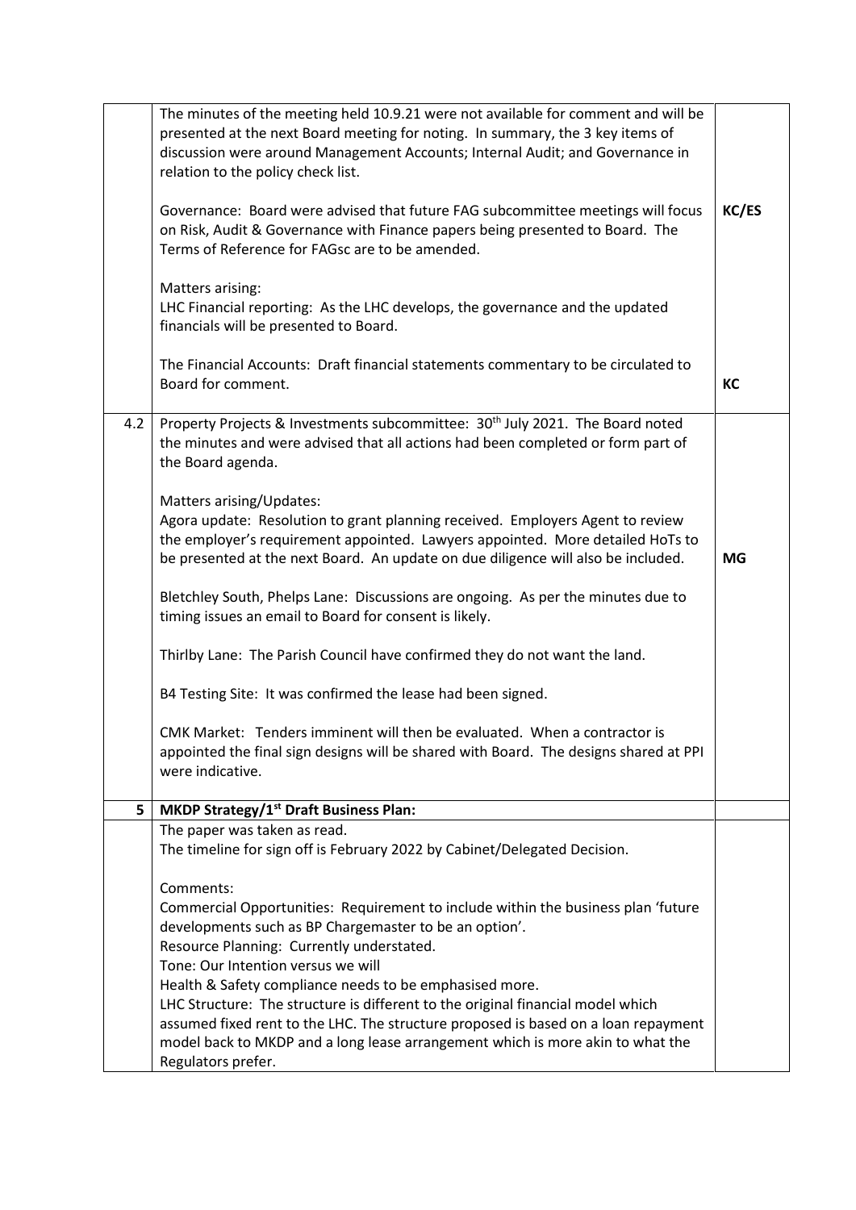| | | |
|---|---|---|
| | The minutes of the meeting held 10.9.21 were not available for comment and will be presented at the next Board meeting for noting. In summary, the 3 key items of discussion were around Management Accounts; Internal Audit; and Governance in relation to the policy check list.<br><br>Governance: Board were advised that future FAG subcommittee meetings will focus on Risk, Audit & Governance with Finance papers being presented to Board. The Terms of Reference for FAGsc are to be amended.<br><br>Matters arising:<br>LHC Financial reporting: As the LHC develops, the governance and the updated financials will be presented to Board.<br><br>The Financial Accounts: Draft financial statements commentary to be circulated to Board for comment. | **KC/ES**<br><br><br><br><br><br><br>**KC** |
| 4.2 | Property Projects & Investments subcommittee: 30th July 2021. The Board noted the minutes and were advised that all actions had been completed or form part of the Board agenda.<br><br>Matters arising/Updates:<br>Agora update: Resolution to grant planning received. Employers Agent to review the employer's requirement appointed. Lawyers appointed. More detailed HoTs to be presented at the next Board. An update on due diligence will also be included.<br><br>Bletchley South, Phelps Lane: Discussions are ongoing. As per the minutes due to timing issues an email to Board for consent is likely.<br><br>Thirlby Lane: The Parish Council have confirmed they do not want the land.<br><br>B4 Testing Site: It was confirmed the lease had been signed.<br><br>CMK Market: Tenders imminent will then be evaluated. When a contractor is appointed the final sign designs will be shared with Board. The designs shared at PPI were indicative. | <br><br><br><br><br><br>**MG** |
| **5** | **MKDP Strategy/1st Draft Business Plan:** | |
| | The paper was taken as read.<br>The timeline for sign off is February 2022 by Cabinet/Delegated Decision.<br><br>Comments:<br>Commercial Opportunities: Requirement to include within the business plan 'future developments such as BP Chargemaster to be an option'.<br>Resource Planning: Currently understated.<br>Tone: Our Intention versus we will<br>Health & Safety compliance needs to be emphasised more.<br>LHC Structure: The structure is different to the original financial model which assumed fixed rent to the LHC. The structure proposed is based on a loan repayment model back to MKDP and a long lease arrangement which is more akin to what the Regulators prefer. | |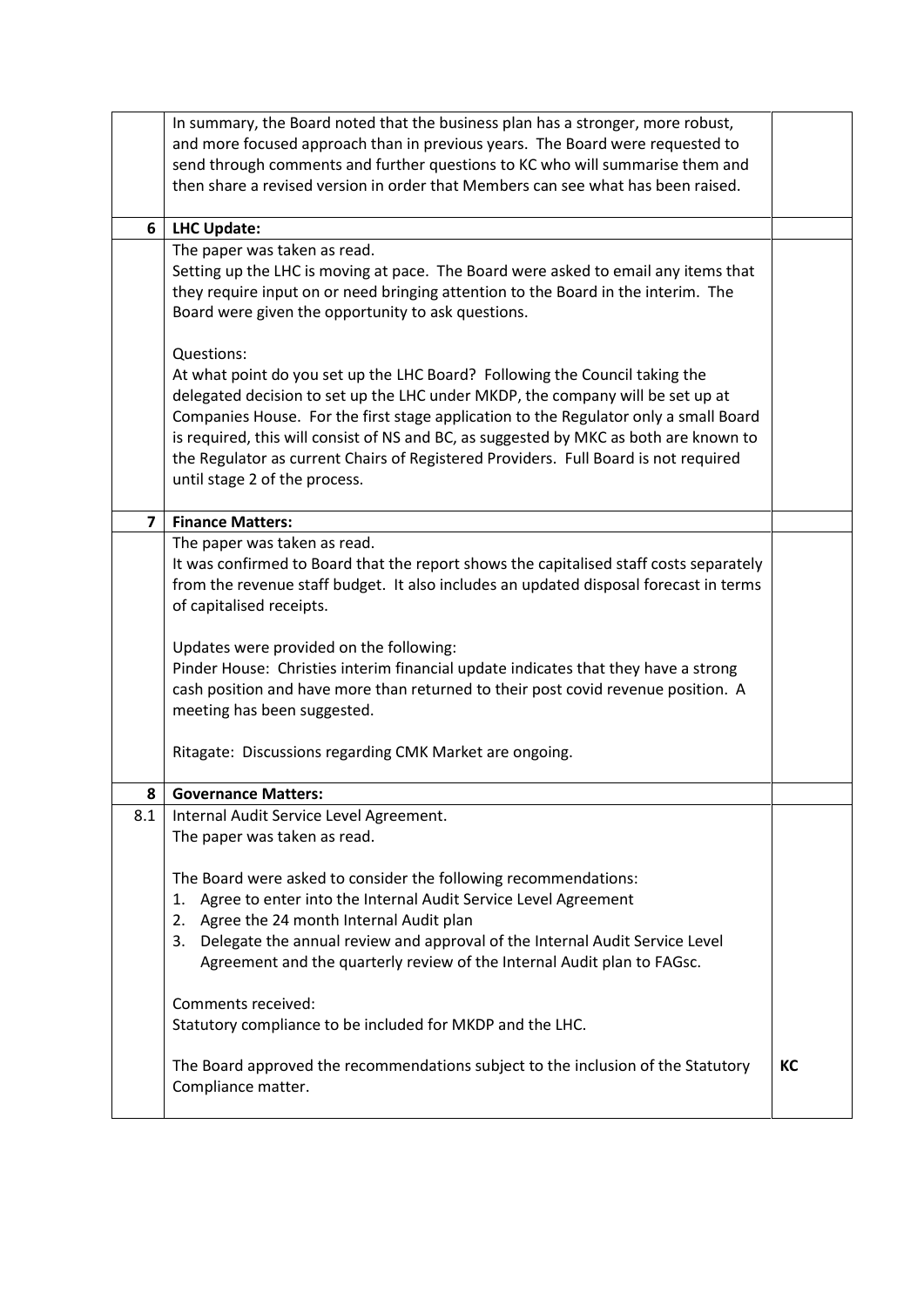| | | |
|---|---|---|
| | In summary, the Board noted that the business plan has a stronger, more robust, and more focused approach than in previous years. The Board were requested to send through comments and further questions to KC who will summarise them and then share a revised version in order that Members can see what has been raised. | |
| **6** | **LHC Update:** | |
| | The paper was taken as read.<br>Setting up the LHC is moving at pace. The Board were asked to email any items that they require input on or need bringing attention to the Board in the interim. The Board were given the opportunity to ask questions.<br><br>Questions:<br>At what point do you set up the LHC Board? Following the Council taking the delegated decision to set up the LHC under MKDP, the company will be set up at Companies House. For the first stage application to the Regulator only a small Board is required, this will consist of NS and BC, as suggested by MKC as both are known to the Regulator as current Chairs of Registered Providers. Full Board is not required until stage 2 of the process. | |
| **7** | **Finance Matters:** | |
| | The paper was taken as read.<br>It was confirmed to Board that the report shows the capitalised staff costs separately from the revenue staff budget. It also includes an updated disposal forecast in terms of capitalised receipts.<br><br>Updates were provided on the following:<br>Pinder House: Christies interim financial update indicates that they have a strong cash position and have more than returned to their post covid revenue position. A meeting has been suggested.<br><br>Ritagate: Discussions regarding CMK Market are ongoing. | |
| **8** | **Governance Matters:** | |
| 8.1 | Internal Audit Service Level Agreement.<br>The paper was taken as read.<br><br>The Board were asked to consider the following recommendations:<br>1. Agree to enter into the Internal Audit Service Level Agreement<br>2. Agree the 24 month Internal Audit plan<br>3. Delegate the annual review and approval of the Internal Audit Service Level Agreement and the quarterly review of the Internal Audit plan to FAGsc.<br><br>Comments received:<br>Statutory compliance to be included for MKDP and the LHC.<br><br>The Board approved the recommendations subject to the inclusion of the Statutory Compliance matter. | **KC** |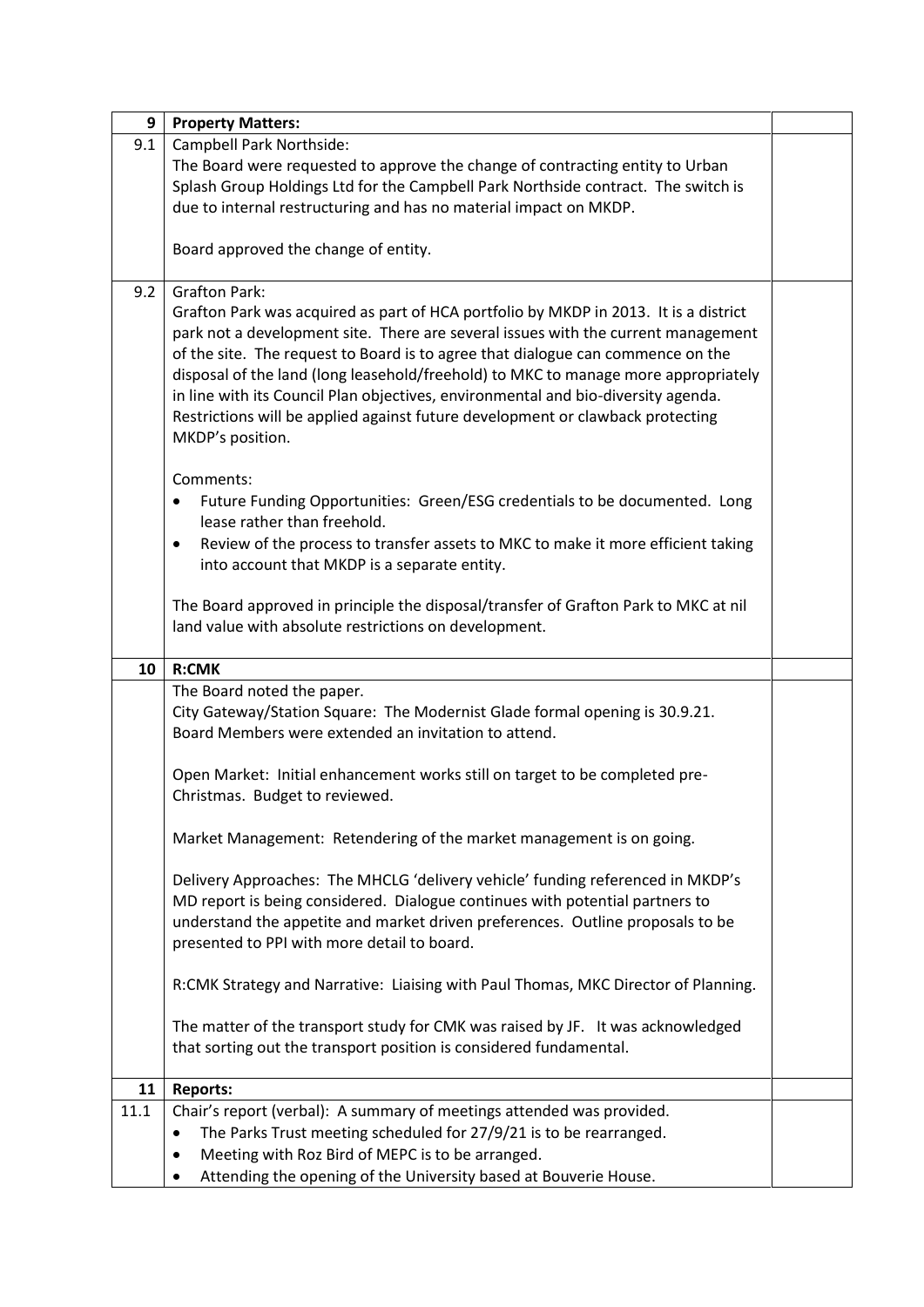| 9 | **Property Matters:** | |
|---|---|---|
| 9.1 | Campbell Park Northside:<br>The Board were requested to approve the change of contracting entity to Urban Splash Group Holdings Ltd for the Campbell Park Northside contract. The switch is due to internal restructuring and has no material impact on MKDP.<br><br>Board approved the change of entity. | |
| 9.2 | Grafton Park:<br>Grafton Park was acquired as part of HCA portfolio by MKDP in 2013. It is a district park not a development site. There are several issues with the current management of the site. The request to Board is to agree that dialogue can commence on the disposal of the land (long leasehold/freehold) to MKC to manage more appropriately in line with its Council Plan objectives, environmental and bio-diversity agenda. Restrictions will be applied against future development or clawback protecting MKDP's position.<br><br>Comments:<br>• Future Funding Opportunities: Green/ESG credentials to be documented. Long lease rather than freehold.<br>• Review of the process to transfer assets to MKC to make it more efficient taking into account that MKDP is a separate entity.<br><br>The Board approved in principle the disposal/transfer of Grafton Park to MKC at nil land value with absolute restrictions on development. | |
| 10 | **R:CMK** | |
| | The Board noted the paper.<br>City Gateway/Station Square: The Modernist Glade formal opening is 30.9.21. Board Members were extended an invitation to attend.<br><br>Open Market: Initial enhancement works still on target to be completed pre-Christmas. Budget to reviewed.<br><br>Market Management: Retendering of the market management is on going.<br><br>Delivery Approaches: The MHCLG 'delivery vehicle' funding referenced in MKDP's MD report is being considered. Dialogue continues with potential partners to understand the appetite and market driven preferences. Outline proposals to be presented to PPI with more detail to board.<br><br>R:CMK Strategy and Narrative: Liaising with Paul Thomas, MKC Director of Planning.<br><br>The matter of the transport study for CMK was raised by JF. It was acknowledged that sorting out the transport position is considered fundamental. | |
| 11 | **Reports:** | |
| 11.1 | Chair's report (verbal): A summary of meetings attended was provided.<br>• The Parks Trust meeting scheduled for 27/9/21 is to be rearranged.<br>• Meeting with Roz Bird of MEPC is to be arranged.<br>• Attending the opening of the University based at Bouverie House. | |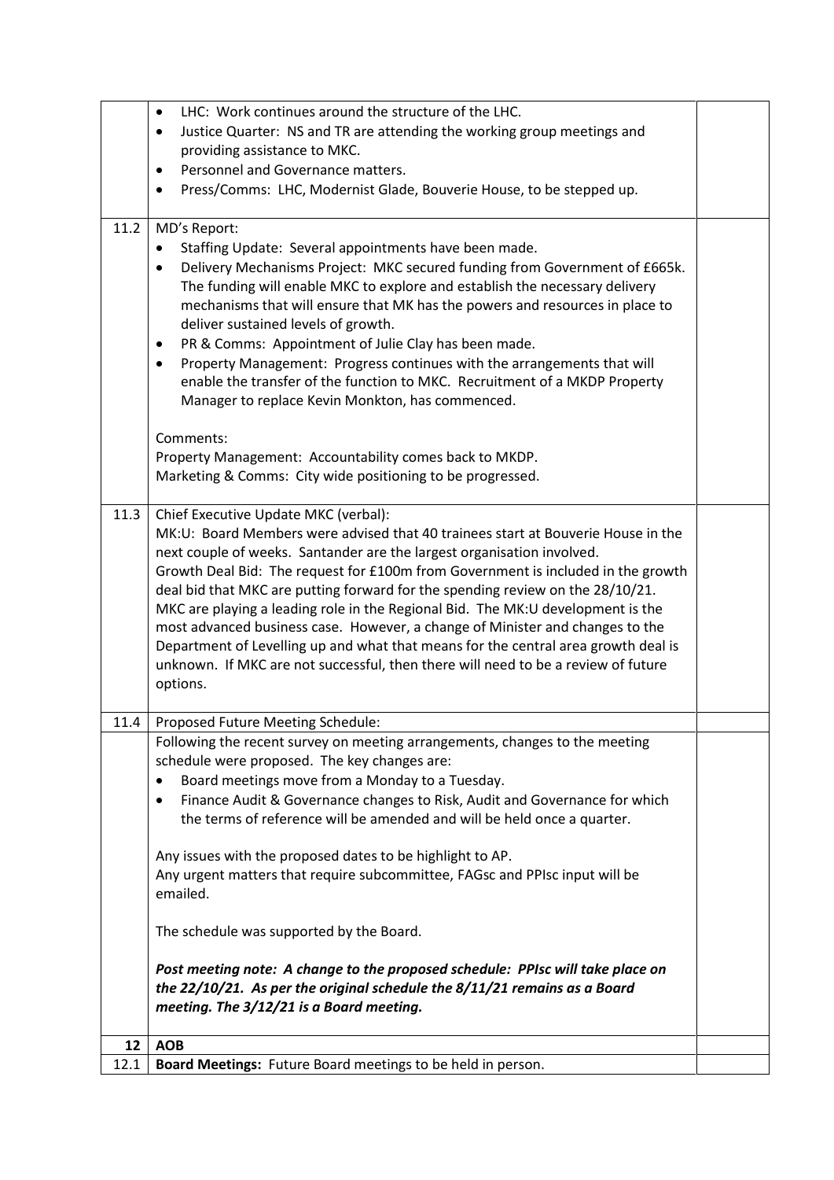| | | |
|---|---|---|
| | • LHC: Work continues around the structure of the LHC.<br>• Justice Quarter: NS and TR are attending the working group meetings and providing assistance to MKC.<br>• Personnel and Governance matters.<br>• Press/Comms: LHC, Modernist Glade, Bouverie House, to be stepped up. | |
| 11.2 | MD's Report:<br>• Staffing Update: Several appointments have been made.<br>• Delivery Mechanisms Project: MKC secured funding from Government of £665k. The funding will enable MKC to explore and establish the necessary delivery mechanisms that will ensure that MK has the powers and resources in place to deliver sustained levels of growth.<br>• PR & Comms: Appointment of Julie Clay has been made.<br>• Property Management: Progress continues with the arrangements that will enable the transfer of the function to MKC. Recruitment of a MKDP Property Manager to replace Kevin Monkton, has commenced.<br><br>Comments:<br>Property Management: Accountability comes back to MKDP.<br>Marketing & Comms: City wide positioning to be progressed. | |
| 11.3 | Chief Executive Update MKC (verbal):<br>MK:U: Board Members were advised that 40 trainees start at Bouverie House in the next couple of weeks. Santander are the largest organisation involved.<br>Growth Deal Bid: The request for £100m from Government is included in the growth deal bid that MKC are putting forward for the spending review on the 28/10/21. MKC are playing a leading role in the Regional Bid. The MK:U development is the most advanced business case. However, a change of Minister and changes to the Department of Levelling up and what that means for the central area growth deal is unknown. If MKC are not successful, then there will need to be a review of future options. | |
| 11.4 | Proposed Future Meeting Schedule: | |
| | Following the recent survey on meeting arrangements, changes to the meeting schedule were proposed. The key changes are:<br>• Board meetings move from a Monday to a Tuesday.<br>• Finance Audit & Governance changes to Risk, Audit and Governance for which the terms of reference will be amended and will be held once a quarter.<br><br>Any issues with the proposed dates to be highlight to AP.<br>Any urgent matters that require subcommittee, FAGsc and PPIsc input will be emailed.<br><br>The schedule was supported by the Board.<br><br>***Post meeting note: A change to the proposed schedule: PPIsc will take place on the 22/10/21. As per the original schedule the 8/11/21 remains as a Board meeting. The 3/12/21 is a Board meeting.*** | |
| **12** | **AOB** | |
| 12.1 | **Board Meetings:** Future Board meetings to be held in person. | |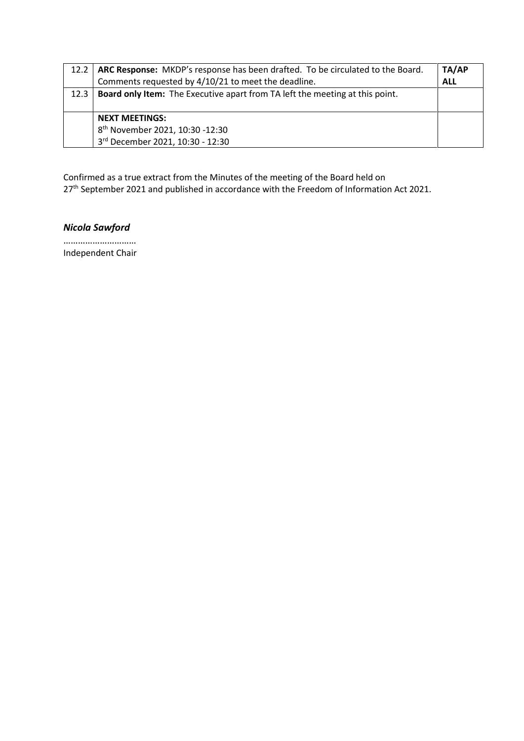| | | |
|---|---|---|
| 12.2 | **ARC Response:** MKDP's response has been drafted. To be circulated to the Board. Comments requested by 4/10/21 to meet the deadline. | **TA/AP ALL** |
| 12.3 | **Board only Item:** The Executive apart from TA left the meeting at this point. | |
| | **NEXT MEETINGS:**<br>8th November 2021, 10:30 -12:30<br>3rd December 2021, 10:30 - 12:30 | |

Confirmed as a true extract from the Minutes of the meeting of the Board held on 27th September 2021 and published in accordance with the Freedom of Information Act 2021.

***Nicola Sawford***

…………………………
Independent Chair